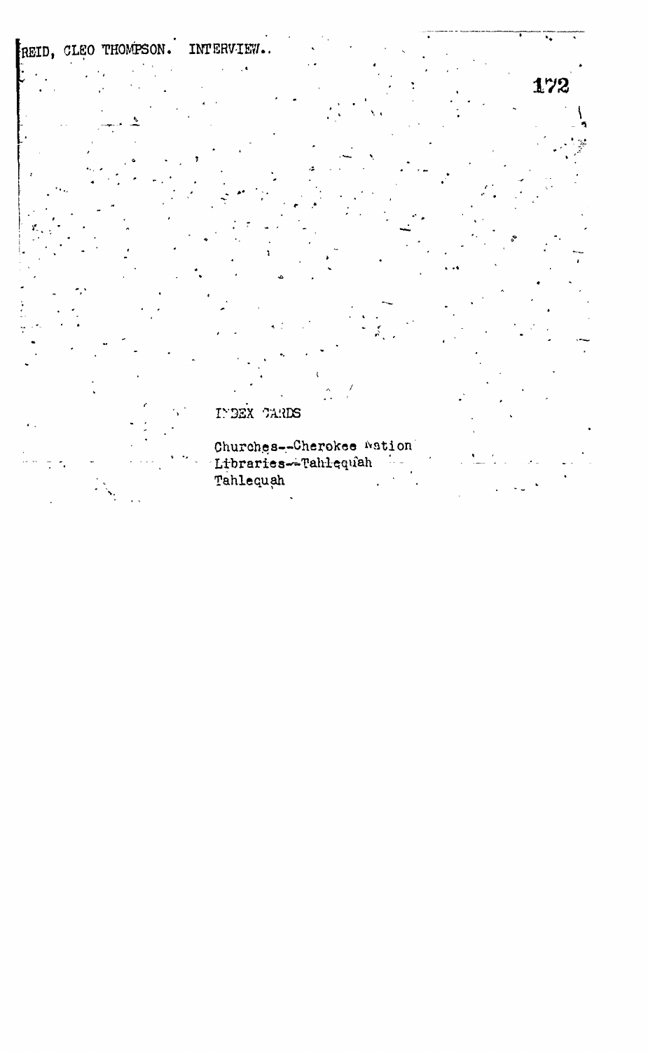REID, CLEO THOMPSON. INTERVIEW.

INDEX CARDS

Churches--Cherokee Nation
Libraries--Tahlequah
Tahlequah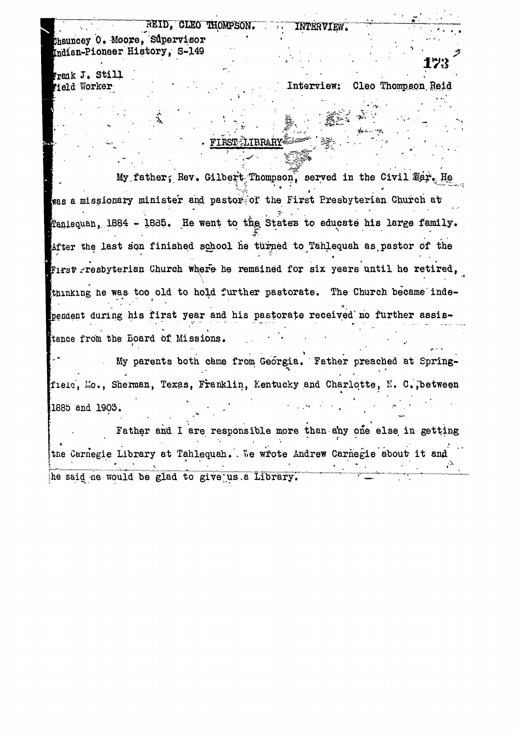REID, CLEO THOMPSON. INTERVIEW.

Chauncey O. Moore, Supervisor
Indian-Pioneer History, S-149

Frank J. Still
Field Worker

Interview: Cleo Thompson Reid

FIRST LIBRARY

My father, Rev. Gilbert Thompson, served in the Civil War. He was a missionary minister and pastor of the First Presbyterian Church at Tahlequah, 1884 - 1885. He went to the States to educate his large family. After the last son finished school he turned to Tahlequah as pastor of the First Presbyterian Church where he remained for six years until he retired, thinking he was too old to hold further pastorate. The Church became independent during his first year and his pastorate received no further assistance from the Board of Missions.

My parents both came from Georgia. Father preached at Springfield, Mo., Sherman, Texas, Franklin, Kentucky and Charlotte, N. C., between 1885 and 1903.

Father and I are responsible more than any one else in getting the Carnegie Library at Tahlequah. We wrote Andrew Carnegie about it and he said he would be glad to give us a Library.